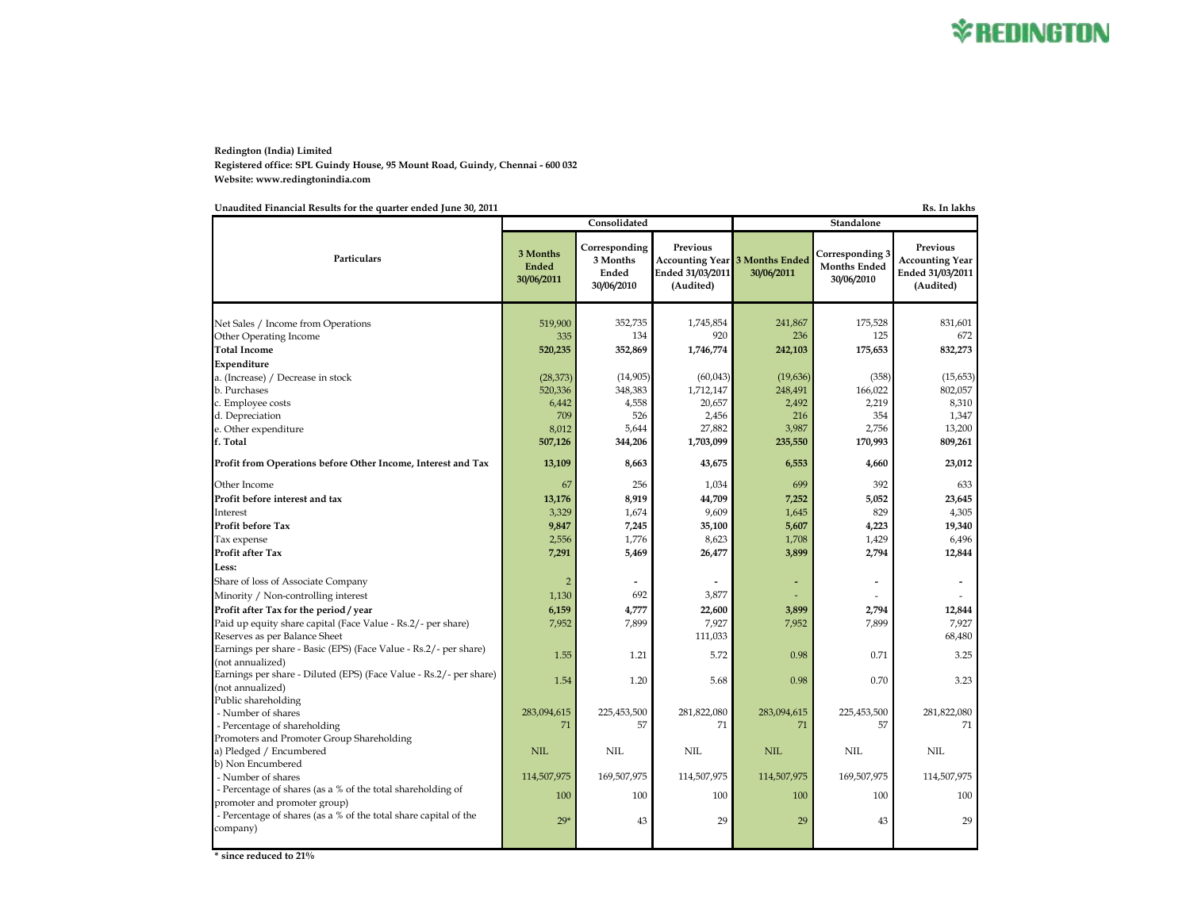**Redington (India) Limited**

**Registered office: SPL Guindy House, 95 Mount Road, Guindy, Chennai - 600 032**

**Website: www.redingtonindia.com**

**Unaudited Financial Results for the quarter ended June 30, 2011**

Rs. In lakhs

| Particulars | Consolidated | | | Standalone | | |
|---|---|---|---|---|---|---|
| | 3 Months Ended 30/06/2011 | Corresponding 3 Months Ended 30/06/2010 | Previous Accounting Year Ended 31/03/2011 (Audited) | 3 Months Ended 30/06/2011 | Corresponding 3 Months Ended 30/06/2010 | Previous Accounting Year Ended 31/03/2011 (Audited) |
| Net Sales / Income from Operations | 519,900 | 352,735 | 1,745,854 | 241,867 | 175,528 | 831,601 |
| Other Operating Income | 335 | 134 | 920 | 236 | 125 | 672 |
| **Total Income** | **520,235** | **352,869** | **1,746,774** | **242,103** | **175,653** | **832,273** |
| **Expenditure** | | | | | | |
| a. (Increase) / Decrease in stock | (28,373) | (14,905) | (60,043) | (19,636) | (358) | (15,653) |
| b. Purchases | 520,336 | 348,383 | 1,712,147 | 248,491 | 166,022 | 802,057 |
| c. Employee costs | 6,442 | 4,558 | 20,657 | 2,492 | 2,219 | 8,310 |
| d. Depreciation | 709 | 526 | 2,456 | 216 | 354 | 1,347 |
| e. Other expenditure | 8,012 | 5,644 | 27,882 | 3,987 | 2,756 | 13,200 |
| **f. Total** | **507,126** | **344,206** | **1,703,099** | **235,550** | **170,993** | **809,261** |
| **Profit from Operations before Other Income, Interest and Tax** | **13,109** | **8,663** | **43,675** | **6,553** | **4,660** | **23,012** |
| Other Income | 67 | 256 | 1,034 | 699 | 392 | 633 |
| **Profit before interest and tax** | **13,176** | **8,919** | **44,709** | **7,252** | **5,052** | **23,645** |
| Interest | 3,329 | 1,674 | 9,609 | 1,645 | 829 | 4,305 |
| **Profit before Tax** | **9,847** | **7,245** | **35,100** | **5,607** | **4,223** | **19,340** |
| Tax expense | 2,556 | 1,776 | 8,623 | 1,708 | 1,429 | 6,496 |
| **Profit after Tax** | **7,291** | **5,469** | **26,477** | **3,899** | **2,794** | **12,844** |
| **Less:** | | | | | | |
| Share of loss of Associate Company | 2 | - | - | - | - | - |
| Minority / Non-controlling interest | 1,130 | 692 | 3,877 | - | - | - |
| **Profit after Tax for the period / year** | **6,159** | **4,777** | **22,600** | **3,899** | **2,794** | **12,844** |
| Paid up equity share capital (Face Value - Rs.2/- per share) | 7,952 | 7,899 | 7,927 | 7,952 | 7,899 | 7,927 |
| Reserves as per Balance Sheet | | | 111,033 | | | 68,480 |
| Earnings per share - Basic (EPS) (Face Value - Rs.2/- per share) (not annualized) | 1.55 | 1.21 | 5.72 | 0.98 | 0.71 | 3.25 |
| Earnings per share - Diluted (EPS) (Face Value - Rs.2/- per share) (not annualized) | 1.54 | 1.20 | 5.68 | 0.98 | 0.70 | 3.23 |
| Public shareholding | | | | | | |
| - Number of shares | 283,094,615 | 225,453,500 | 281,822,080 | 283,094,615 | 225,453,500 | 281,822,080 |
| - Percentage of shareholding | 71 | 57 | 71 | 71 | 57 | 71 |
| Promoters and Promoter Group Shareholding | | | | | | |
| a) Pledged / Encumbered | NIL | NIL | NIL | NIL | NIL | NIL |
| b) Non Encumbered | | | | | | |
| - Number of shares | 114,507,975 | 169,507,975 | 114,507,975 | 114,507,975 | 169,507,975 | 114,507,975 |
| - Percentage of shares (as a % of the total shareholding of promoter and promoter group) | 100 | 100 | 100 | 100 | 100 | 100 |
| - Percentage of shares (as a % of the total share capital of the company) | 29* | 43 | 29 | 29 | 43 | 29 |

**\* since reduced to 21%**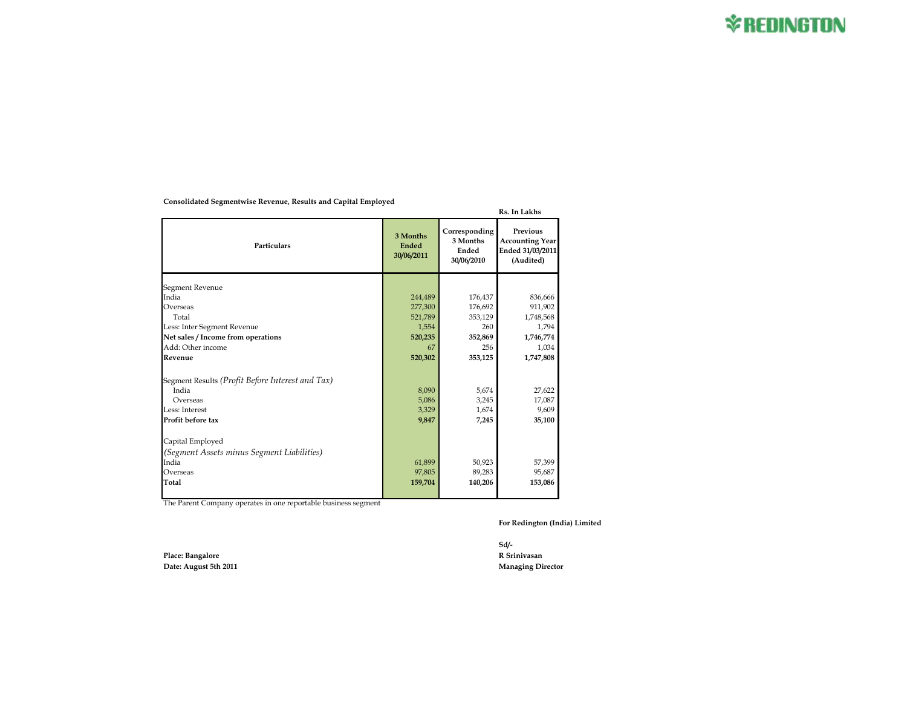**Consolidated Segmentwise Revenue, Results and Capital Employed**

**Rs. In Lakhs**

| **Particulars** | **3 Months Ended 30/06/2011** | **Corresponding 3 Months Ended 30/06/2010** | **Previous Accounting Year Ended 31/03/2011 (Audited)** |
|---|---|---|---|
| Segment Revenue | | | |
| India | 244,489 | 176,437 | 836,666 |
| Overseas | 277,300 | 176,692 | 911,902 |
| Total | 521,789 | 353,129 | 1,748,568 |
| Less: Inter Segment Revenue | 1,554 | 260 | 1,794 |
| **Net sales / Income from operations** | **520,235** | **352,869** | **1,746,774** |
| Add: Other income | 67 | 256 | 1,034 |
| **Revenue** | **520,302** | **353,125** | **1,747,808** |
| Segment Results *(Profit Before Interest and Tax)* | | | |
| India | 8,090 | 5,674 | 27,622 |
| Overseas | 5,086 | 3,245 | 17,087 |
| Less: Interest | 3,329 | 1,674 | 9,609 |
| **Profit before tax** | **9,847** | **7,245** | **35,100** |
| Capital Employed *(Segment Assets minus Segment Liabilities)* | | | |
| India | 61,899 | 50,923 | 57,399 |
| Overseas | 97,805 | 89,283 | 95,687 |
| **Total** | **159,704** | **140,206** | **153,086** |

The Parent Company operates in one reportable business segment

**For Redington (India) Limited**

**Sd/-**
**R Srinivasan**
**Managing Director**

**Place: Bangalore**
**Date: August 5th 2011**